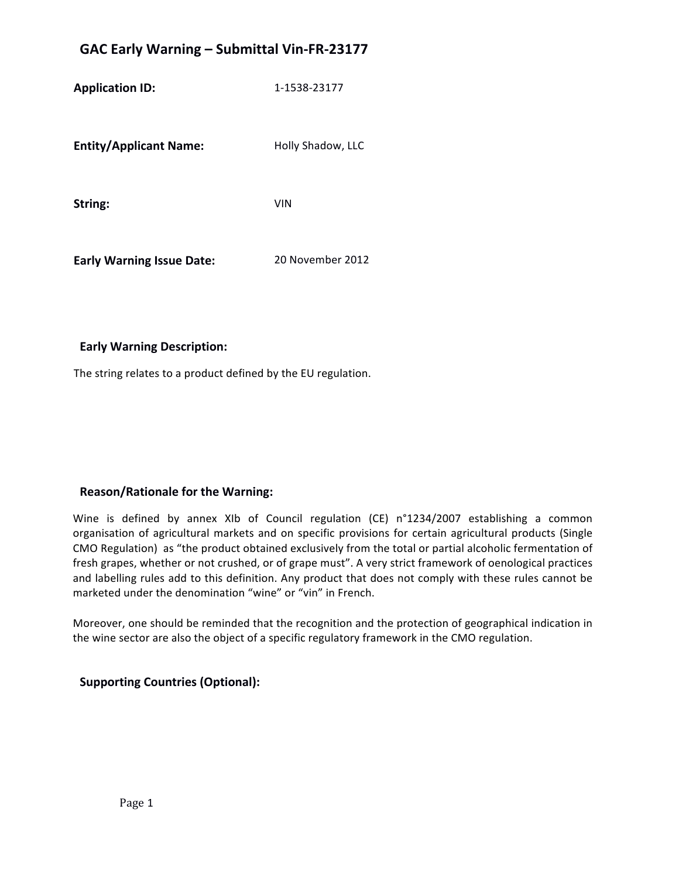# GAC Early Warning – Submittal Vin-FR-23177

**Application ID:** 1-1538-23177

**Entity/Applicant Name:** Holly Shadow, LLC

**String:** VIN

**Early Warning Issue Date:** 20 November 2012

## Early Warning Description:

The string relates to a product defined by the EU regulation.

## Reason/Rationale for the Warning:

Wine is defined by annex XIb of Council regulation (CE) n°1234/2007 establishing a common organisation of agricultural markets and on specific provisions for certain agricultural products (Single CMO Regulation) as "the product obtained exclusively from the total or partial alcoholic fermentation of fresh grapes, whether or not crushed, or of grape must". A very strict framework of oenological practices and labelling rules add to this definition. Any product that does not comply with these rules cannot be marketed under the denomination "wine" or "vin" in French.

Moreover, one should be reminded that the recognition and the protection of geographical indication in the wine sector are also the object of a specific regulatory framework in the CMO regulation.

## Supporting Countries (Optional):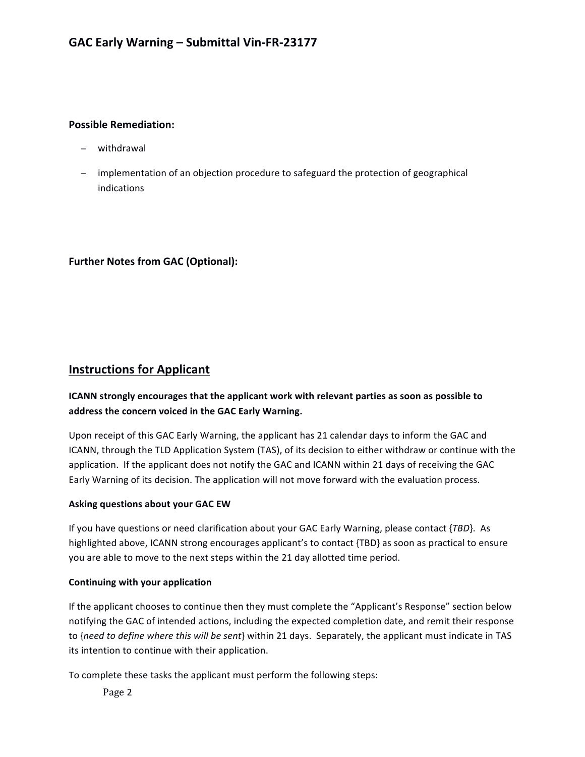**Possible Remediation:**

- withdrawal
- implementation of an objection procedure to safeguard the protection of geographical indications

**Further Notes from GAC (Optional):**

## Instructions for Applicant

**ICANN strongly encourages that the applicant work with relevant parties as soon as possible to address the concern voiced in the GAC Early Warning.**

Upon receipt of this GAC Early Warning, the applicant has 21 calendar days to inform the GAC and ICANN, through the TLD Application System (TAS), of its decision to either withdraw or continue with the application. If the applicant does not notify the GAC and ICANN within 21 days of receiving the GAC Early Warning of its decision. The application will not move forward with the evaluation process.

**Asking questions about your GAC EW**

If you have questions or need clarification about your GAC Early Warning, please contact {*TBD*}. As highlighted above, ICANN strong encourages applicant's to contact {TBD} as soon as practical to ensure you are able to move to the next steps within the 21 day allotted time period.

**Continuing with your application**

If the applicant chooses to continue then they must complete the "Applicant's Response" section below notifying the GAC of intended actions, including the expected completion date, and remit their response to {*need to define where this will be sent*} within 21 days. Separately, the applicant must indicate in TAS its intention to continue with their application.

To complete these tasks the applicant must perform the following steps: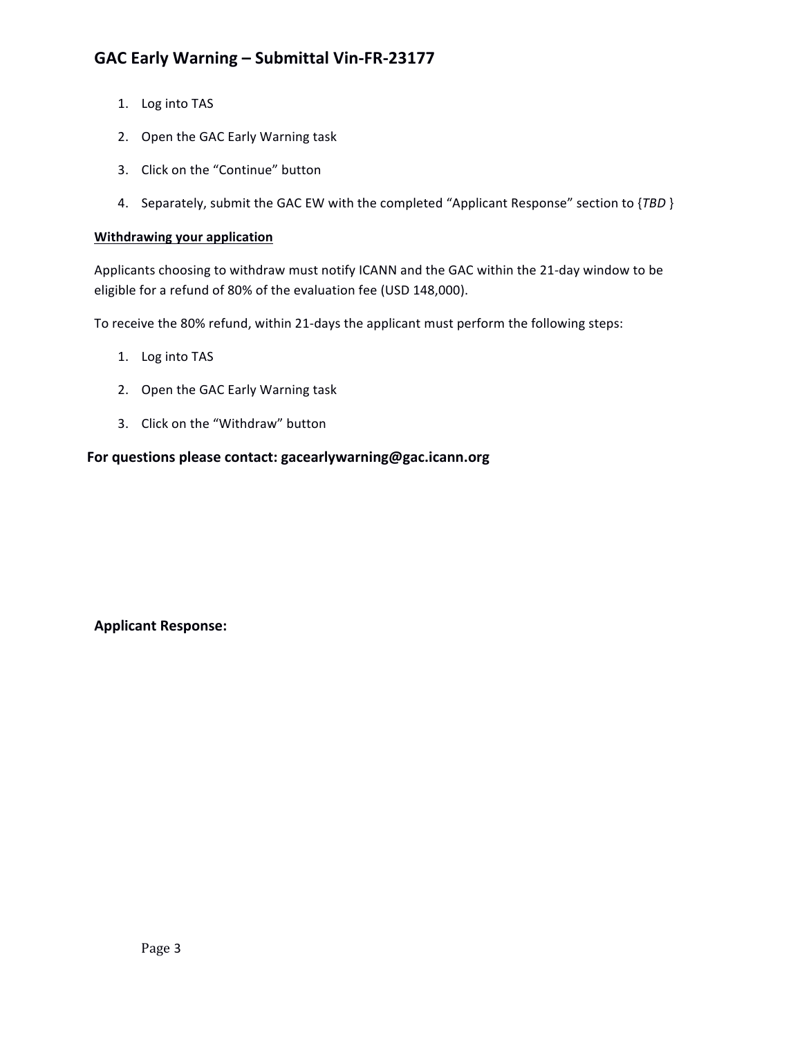1. Log into TAS
2. Open the GAC Early Warning task
3. Click on the "Continue" button
4. Separately, submit the GAC EW with the completed "Applicant Response" section to {*TBD* }

**Withdrawing your application**

Applicants choosing to withdraw must notify ICANN and the GAC within the 21-day window to be eligible for a refund of 80% of the evaluation fee (USD 148,000).

To receive the 80% refund, within 21-days the applicant must perform the following steps:

1. Log into TAS
2. Open the GAC Early Warning task
3. Click on the "Withdraw" button

**For questions please contact: gacearlywarning@gac.icann.org**

**Applicant Response:**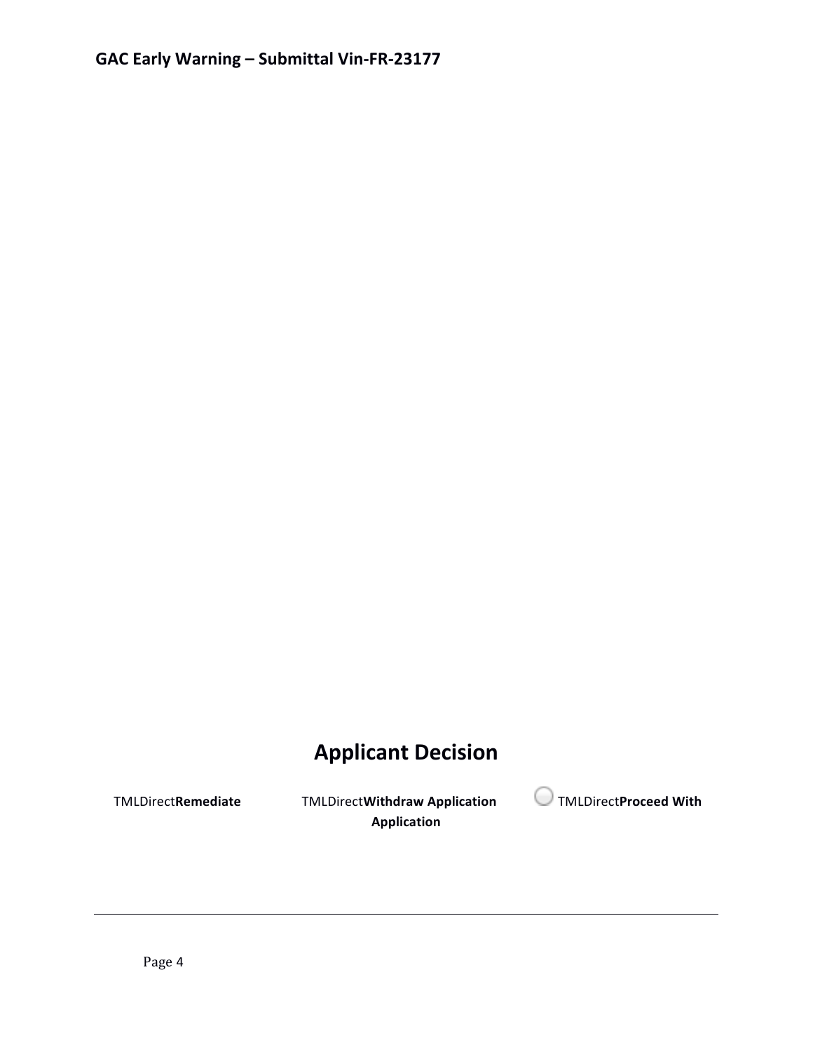## Applicant Decision

TMLDirect**Remediate** TMLDirect**Withdraw Application** TMLDirect**Proceed With Application**